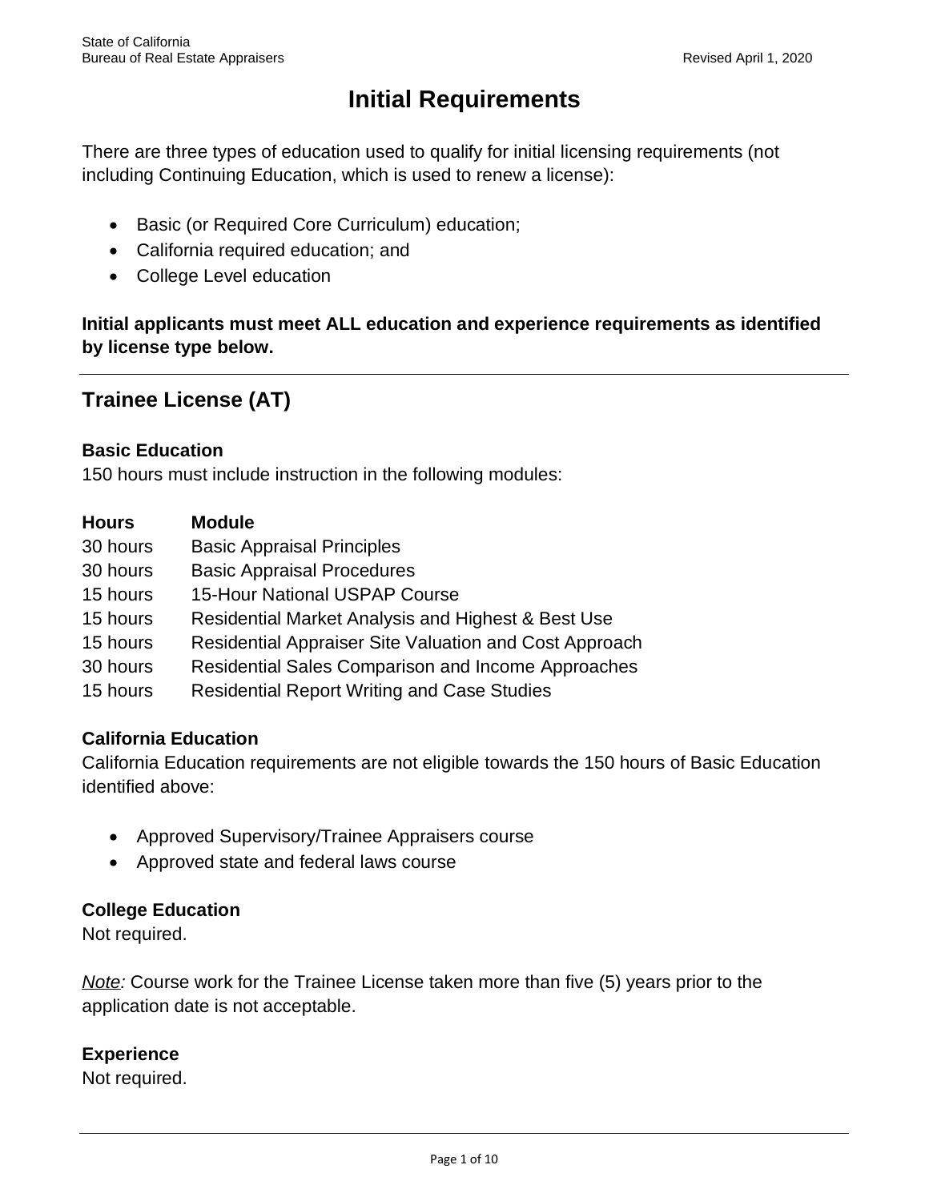# Initial Requirements

There are three types of education used to qualify for initial licensing requirements (not including Continuing Education, which is used to renew a license):

- Basic (or Required Core Curriculum) education;
- California required education; and
- College Level education

**Initial applicants must meet ALL education and experience requirements as identified by license type below.**

---

## Trainee License (AT)

**Basic Education**
150 hours must include instruction in the following modules:

| Hours | Module |
| --- | --- |
| 30 hours | Basic Appraisal Principles |
| 30 hours | Basic Appraisal Procedures |
| 15 hours | 15-Hour National USPAP Course |
| 15 hours | Residential Market Analysis and Highest & Best Use |
| 15 hours | Residential Appraiser Site Valuation and Cost Approach |
| 30 hours | Residential Sales Comparison and Income Approaches |
| 15 hours | Residential Report Writing and Case Studies |

**California Education**
California Education requirements are not eligible towards the 150 hours of Basic Education identified above:

- Approved Supervisory/Trainee Appraisers course
- Approved state and federal laws course

**College Education**
Not required.

*Note:* Course work for the Trainee License taken more than five (5) years prior to the application date is not acceptable.

**Experience**
Not required.

---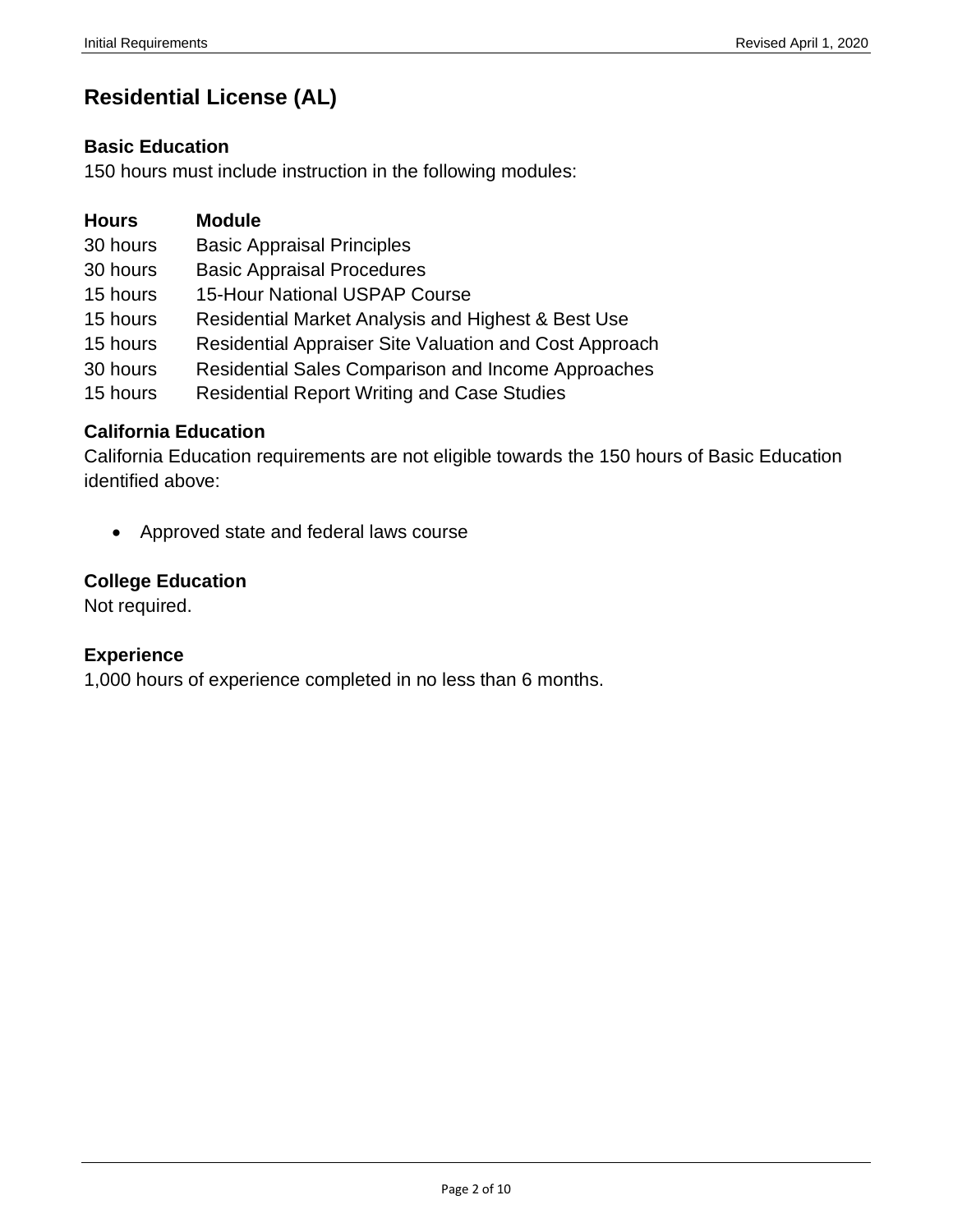## Residential License (AL)

### Basic Education

150 hours must include instruction in the following modules:

| Hours | Module |
|---|---|
| 30 hours | Basic Appraisal Principles |
| 30 hours | Basic Appraisal Procedures |
| 15 hours | 15-Hour National USPAP Course |
| 15 hours | Residential Market Analysis and Highest & Best Use |
| 15 hours | Residential Appraiser Site Valuation and Cost Approach |
| 30 hours | Residential Sales Comparison and Income Approaches |
| 15 hours | Residential Report Writing and Case Studies |

### California Education

California Education requirements are not eligible towards the 150 hours of Basic Education identified above:

- Approved state and federal laws course

### College Education

Not required.

### Experience

1,000 hours of experience completed in no less than 6 months.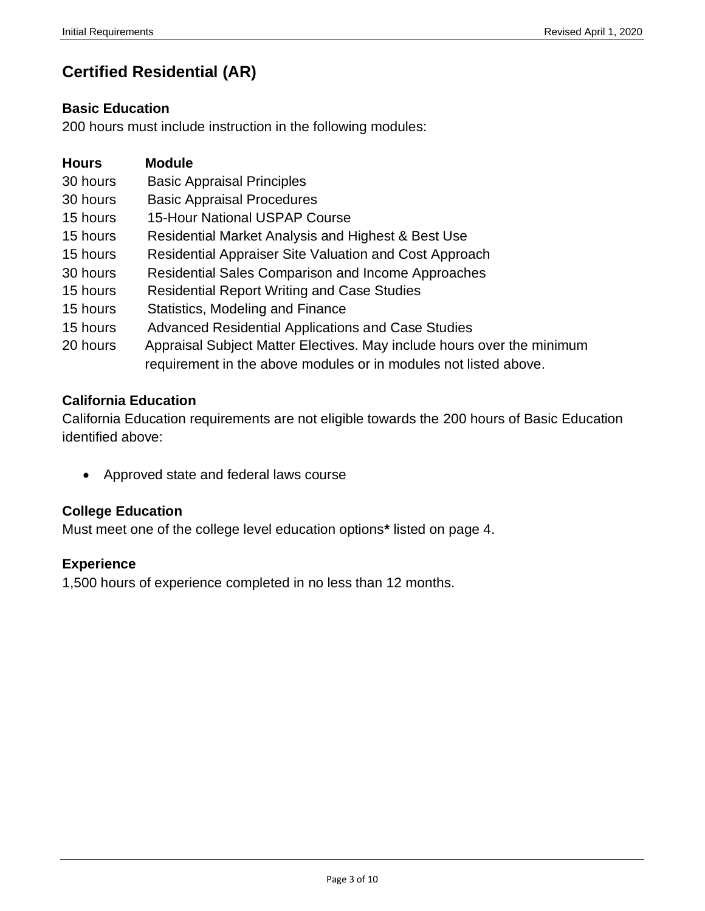## Certified Residential (AR)

### Basic Education

200 hours must include instruction in the following modules:

| Hours | Module |
|---|---|
| 30 hours | Basic Appraisal Principles |
| 30 hours | Basic Appraisal Procedures |
| 15 hours | 15-Hour National USPAP Course |
| 15 hours | Residential Market Analysis and Highest & Best Use |
| 15 hours | Residential Appraiser Site Valuation and Cost Approach |
| 30 hours | Residential Sales Comparison and Income Approaches |
| 15 hours | Residential Report Writing and Case Studies |
| 15 hours | Statistics, Modeling and Finance |
| 15 hours | Advanced Residential Applications and Case Studies |
| 20 hours | Appraisal Subject Matter Electives. May include hours over the minimum requirement in the above modules or in modules not listed above. |

### California Education

California Education requirements are not eligible towards the 200 hours of Basic Education identified above:

- Approved state and federal laws course

### College Education

Must meet one of the college level education options**\*** listed on page 4.

### Experience

1,500 hours of experience completed in no less than 12 months.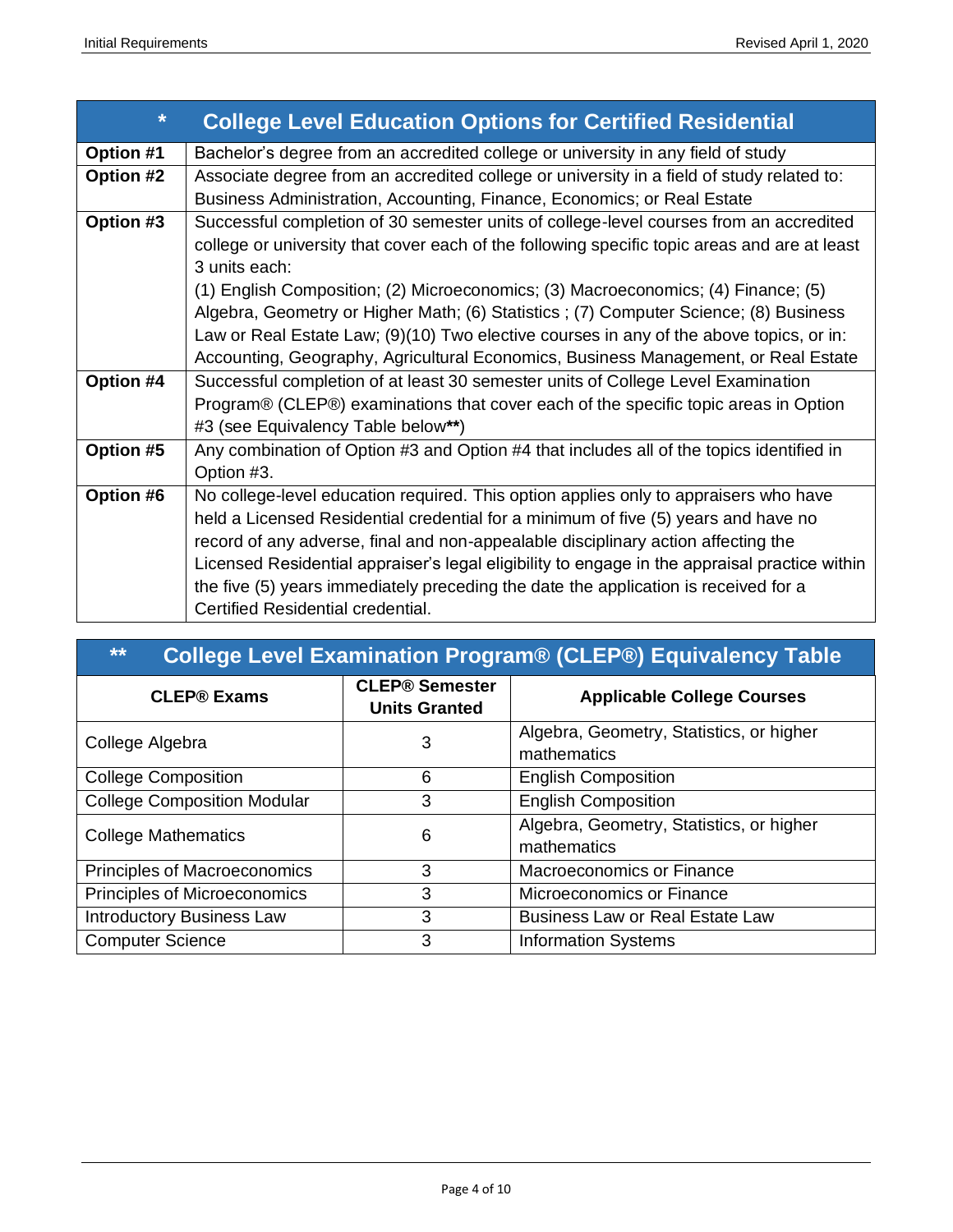| * | College Level Education Options for Certified Residential |
|---|---|
| **Option #1** | Bachelor's degree from an accredited college or university in any field of study |
| **Option #2** | Associate degree from an accredited college or university in a field of study related to: Business Administration, Accounting, Finance, Economics; or Real Estate |
| **Option #3** | Successful completion of 30 semester units of college-level courses from an accredited college or university that cover each of the following specific topic areas and are at least 3 units each: (1) English Composition; (2) Microeconomics; (3) Macroeconomics; (4) Finance; (5) Algebra, Geometry or Higher Math; (6) Statistics ; (7) Computer Science; (8) Business Law or Real Estate Law; (9)(10) Two elective courses in any of the above topics, or in: Accounting, Geography, Agricultural Economics, Business Management, or Real Estate |
| **Option #4** | Successful completion of at least 30 semester units of College Level Examination Program® (CLEP®) examinations that cover each of the specific topic areas in Option #3 (see Equivalency Table below**) |
| **Option #5** | Any combination of Option #3 and Option #4 that includes all of the topics identified in Option #3. |
| **Option #6** | No college-level education required. This option applies only to appraisers who have held a Licensed Residential credential for a minimum of five (5) years and have no record of any adverse, final and non-appealable disciplinary action affecting the Licensed Residential appraiser's legal eligibility to engage in the appraisal practice within the five (5) years immediately preceding the date the application is received for a Certified Residential credential. |

**  **College Level Examination Program® (CLEP®) Equivalency Table**

| CLEP® Exams | CLEP® Semester Units Granted | Applicable College Courses |
|---|---|---|
| College Algebra | 3 | Algebra, Geometry, Statistics, or higher mathematics |
| College Composition | 6 | English Composition |
| College Composition Modular | 3 | English Composition |
| College Mathematics | 6 | Algebra, Geometry, Statistics, or higher mathematics |
| Principles of Macroeconomics | 3 | Macroeconomics or Finance |
| Principles of Microeconomics | 3 | Microeconomics or Finance |
| Introductory Business Law | 3 | Business Law or Real Estate Law |
| Computer Science | 3 | Information Systems |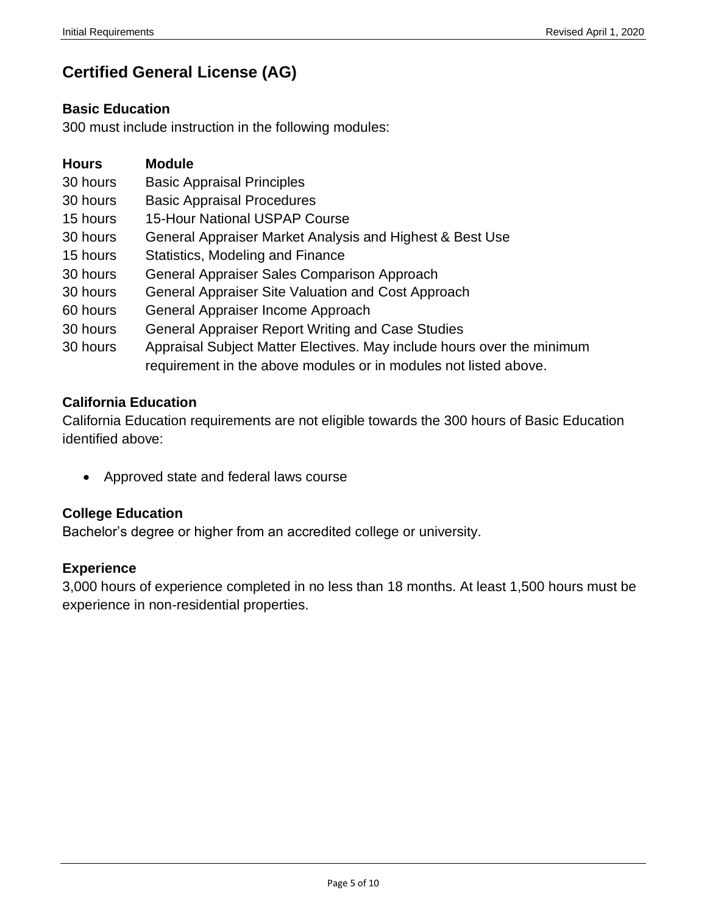## Certified General License (AG)

### Basic Education

300 must include instruction in the following modules:

| Hours | Module |
|---|---|
| 30 hours | Basic Appraisal Principles |
| 30 hours | Basic Appraisal Procedures |
| 15 hours | 15-Hour National USPAP Course |
| 30 hours | General Appraiser Market Analysis and Highest & Best Use |
| 15 hours | Statistics, Modeling and Finance |
| 30 hours | General Appraiser Sales Comparison Approach |
| 30 hours | General Appraiser Site Valuation and Cost Approach |
| 60 hours | General Appraiser Income Approach |
| 30 hours | General Appraiser Report Writing and Case Studies |
| 30 hours | Appraisal Subject Matter Electives. May include hours over the minimum requirement in the above modules or in modules not listed above. |

### California Education

California Education requirements are not eligible towards the 300 hours of Basic Education identified above:

- Approved state and federal laws course

### College Education

Bachelor's degree or higher from an accredited college or university.

### Experience

3,000 hours of experience completed in no less than 18 months. At least 1,500 hours must be experience in non-residential properties.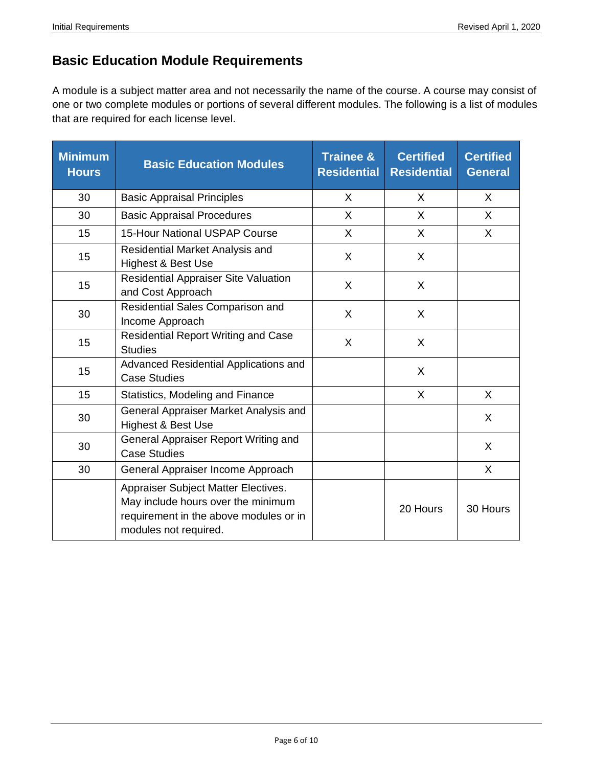## Basic Education Module Requirements

A module is a subject matter area and not necessarily the name of the course. A course may consist of one or two complete modules or portions of several different modules. The following is a list of modules that are required for each license level.

| Minimum Hours | Basic Education Modules | Trainee & Residential | Certified Residential | Certified General |
|---|---|---|---|---|
| 30 | Basic Appraisal Principles | X | X | X |
| 30 | Basic Appraisal Procedures | X | X | X |
| 15 | 15-Hour National USPAP Course | X | X | X |
| 15 | Residential Market Analysis and Highest & Best Use | X | X | |
| 15 | Residential Appraiser Site Valuation and Cost Approach | X | X | |
| 30 | Residential Sales Comparison and Income Approach | X | X | |
| 15 | Residential Report Writing and Case Studies | X | X | |
| 15 | Advanced Residential Applications and Case Studies | | X | |
| 15 | Statistics, Modeling and Finance | | X | X |
| 30 | General Appraiser Market Analysis and Highest & Best Use | | | X |
| 30 | General Appraiser Report Writing and Case Studies | | | X |
| 30 | General Appraiser Income Approach | | | X |
| | Appraiser Subject Matter Electives. May include hours over the minimum requirement in the above modules or in modules not required. | | 20 Hours | 30 Hours |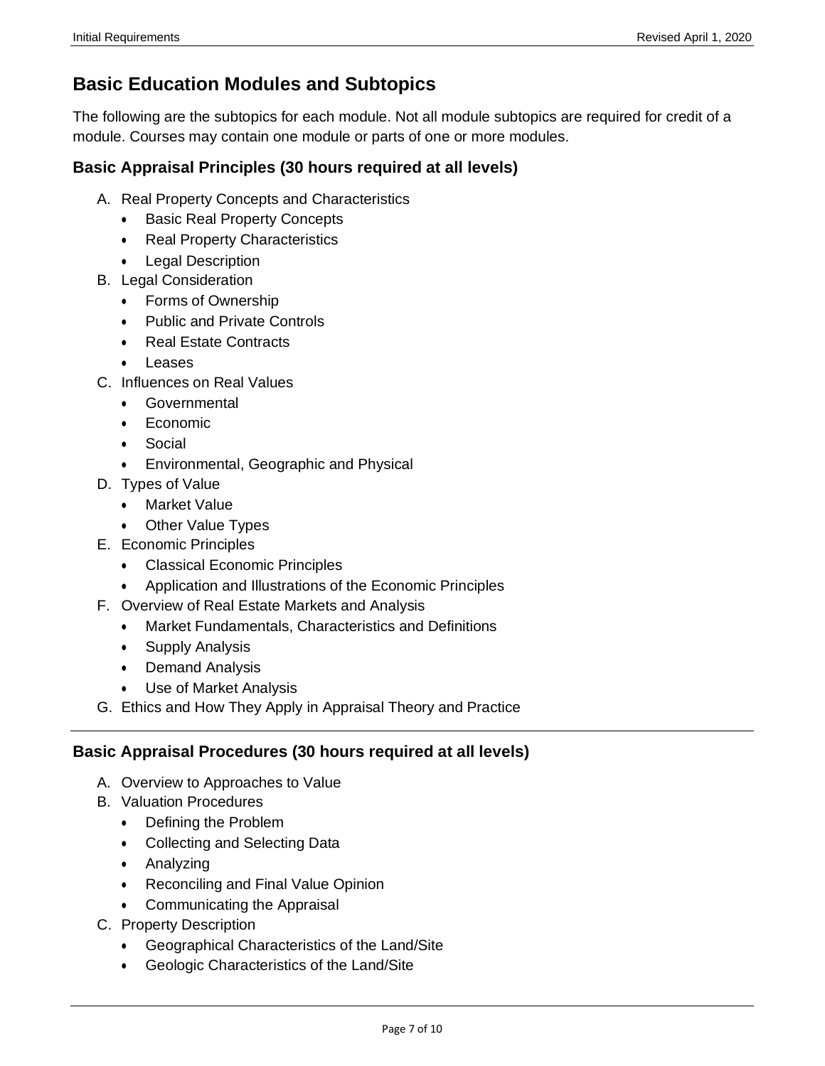## Basic Education Modules and Subtopics

The following are the subtopics for each module. Not all module subtopics are required for credit of a module. Courses may contain one module or parts of one or more modules.

### Basic Appraisal Principles (30 hours required at all levels)

A. Real Property Concepts and Characteristics
   - Basic Real Property Concepts
   - Real Property Characteristics
   - Legal Description
B. Legal Consideration
   - Forms of Ownership
   - Public and Private Controls
   - Real Estate Contracts
   - Leases
C. Influences on Real Values
   - Governmental
   - Economic
   - Social
   - Environmental, Geographic and Physical
D. Types of Value
   - Market Value
   - Other Value Types
E. Economic Principles
   - Classical Economic Principles
   - Application and Illustrations of the Economic Principles
F. Overview of Real Estate Markets and Analysis
   - Market Fundamentals, Characteristics and Definitions
   - Supply Analysis
   - Demand Analysis
   - Use of Market Analysis
G. Ethics and How They Apply in Appraisal Theory and Practice

---

### Basic Appraisal Procedures (30 hours required at all levels)

A. Overview to Approaches to Value
B. Valuation Procedures
   - Defining the Problem
   - Collecting and Selecting Data
   - Analyzing
   - Reconciling and Final Value Opinion
   - Communicating the Appraisal
C. Property Description
   - Geographical Characteristics of the Land/Site
   - Geologic Characteristics of the Land/Site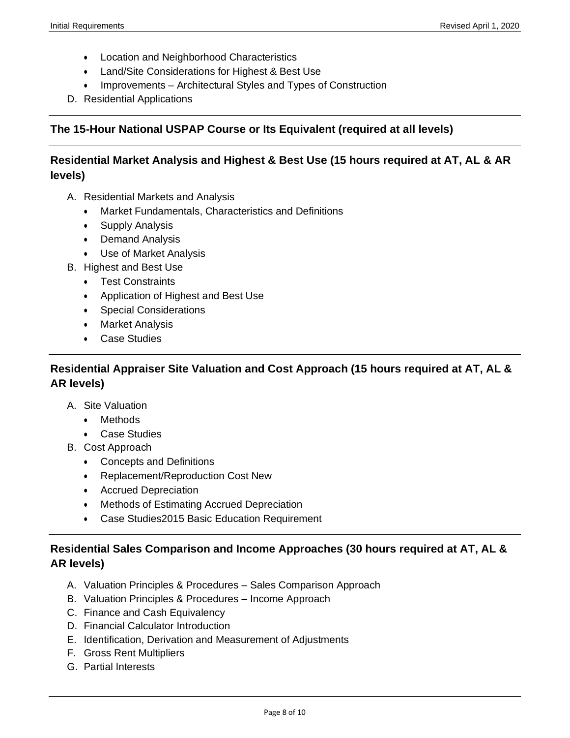- Location and Neighborhood Characteristics
- Land/Site Considerations for Highest & Best Use
- Improvements – Architectural Styles and Types of Construction

D. Residential Applications

### The 15-Hour National USPAP Course or Its Equivalent (required at all levels)

### Residential Market Analysis and Highest & Best Use (15 hours required at AT, AL & AR levels)

A. Residential Markets and Analysis
   - Market Fundamentals, Characteristics and Definitions
   - Supply Analysis
   - Demand Analysis
   - Use of Market Analysis

B. Highest and Best Use
   - Test Constraints
   - Application of Highest and Best Use
   - Special Considerations
   - Market Analysis
   - Case Studies

### Residential Appraiser Site Valuation and Cost Approach (15 hours required at AT, AL & AR levels)

A. Site Valuation
   - Methods
   - Case Studies

B. Cost Approach
   - Concepts and Definitions
   - Replacement/Reproduction Cost New
   - Accrued Depreciation
   - Methods of Estimating Accrued Depreciation
   - Case Studies2015 Basic Education Requirement

### Residential Sales Comparison and Income Approaches (30 hours required at AT, AL & AR levels)

A. Valuation Principles & Procedures – Sales Comparison Approach
B. Valuation Principles & Procedures – Income Approach
C. Finance and Cash Equivalency
D. Financial Calculator Introduction
E. Identification, Derivation and Measurement of Adjustments
F. Gross Rent Multipliers
G. Partial Interests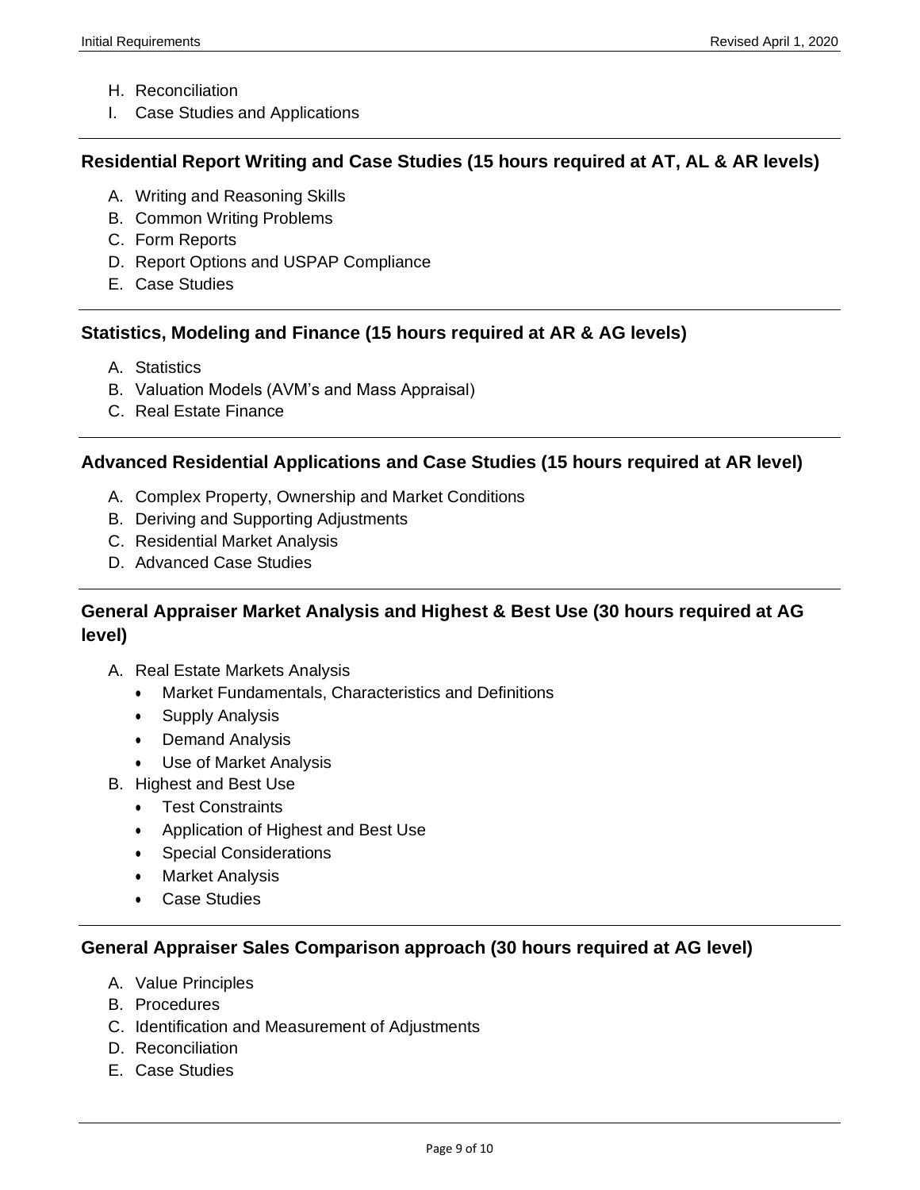H. Reconciliation
I. Case Studies and Applications

---

### Residential Report Writing and Case Studies (15 hours required at AT, AL & AR levels)

A. Writing and Reasoning Skills
B. Common Writing Problems
C. Form Reports
D. Report Options and USPAP Compliance
E. Case Studies

---

### Statistics, Modeling and Finance (15 hours required at AR & AG levels)

A. Statistics
B. Valuation Models (AVM's and Mass Appraisal)
C. Real Estate Finance

---

### Advanced Residential Applications and Case Studies (15 hours required at AR level)

A. Complex Property, Ownership and Market Conditions
B. Deriving and Supporting Adjustments
C. Residential Market Analysis
D. Advanced Case Studies

---

### General Appraiser Market Analysis and Highest & Best Use (30 hours required at AG level)

A. Real Estate Markets Analysis
- Market Fundamentals, Characteristics and Definitions
- Supply Analysis
- Demand Analysis
- Use of Market Analysis

B. Highest and Best Use
- Test Constraints
- Application of Highest and Best Use
- Special Considerations
- Market Analysis
- Case Studies

---

### General Appraiser Sales Comparison approach (30 hours required at AG level)

A. Value Principles
B. Procedures
C. Identification and Measurement of Adjustments
D. Reconciliation
E. Case Studies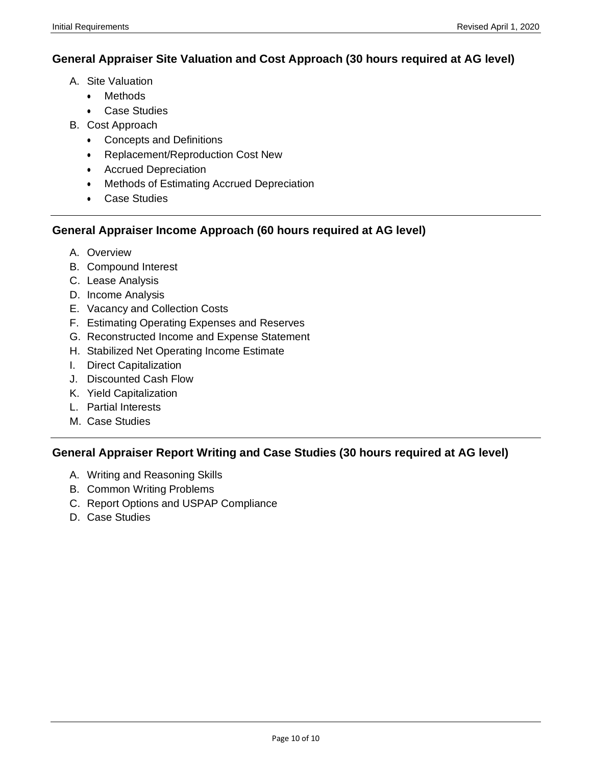### General Appraiser Site Valuation and Cost Approach (30 hours required at AG level)

A. Site Valuation
- Methods
- Case Studies

B. Cost Approach
- Concepts and Definitions
- Replacement/Reproduction Cost New
- Accrued Depreciation
- Methods of Estimating Accrued Depreciation
- Case Studies

---

### General Appraiser Income Approach (60 hours required at AG level)

A. Overview
B. Compound Interest
C. Lease Analysis
D. Income Analysis
E. Vacancy and Collection Costs
F. Estimating Operating Expenses and Reserves
G. Reconstructed Income and Expense Statement
H. Stabilized Net Operating Income Estimate
I. Direct Capitalization
J. Discounted Cash Flow
K. Yield Capitalization
L. Partial Interests
M. Case Studies

---

### General Appraiser Report Writing and Case Studies (30 hours required at AG level)

A. Writing and Reasoning Skills
B. Common Writing Problems
C. Report Options and USPAP Compliance
D. Case Studies